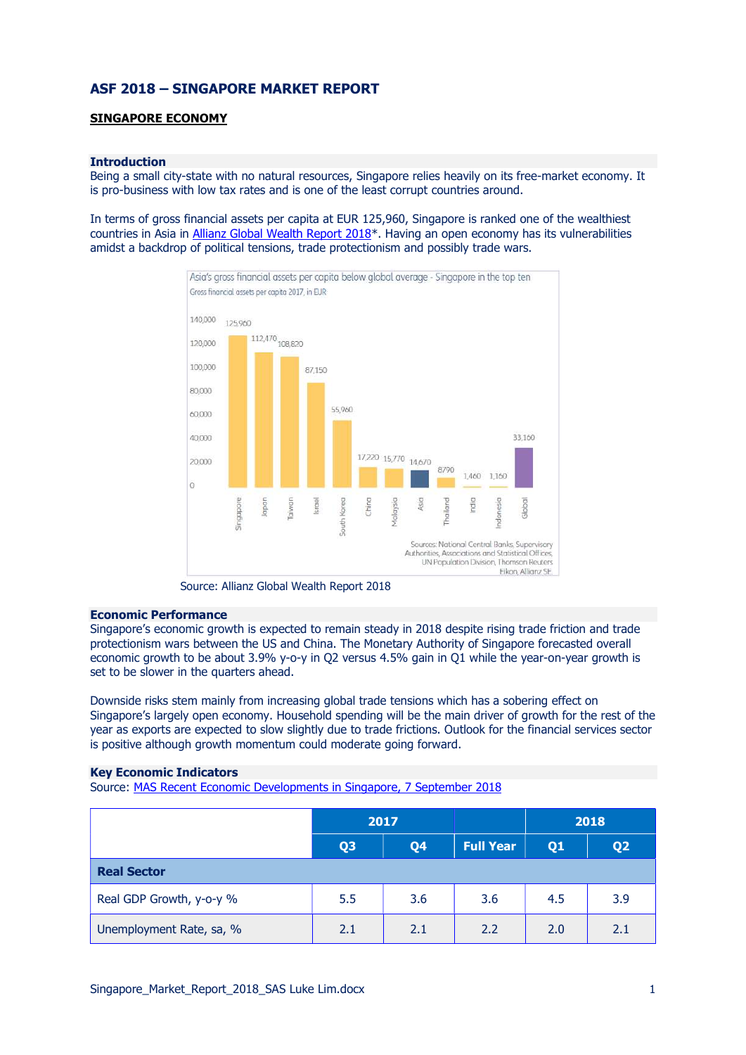# ASF 2018 – SINGAPORE MARKET REPORT

## SINGAPORE ECONOMY

### Introduction

Being a small city-state with no natural resources, Singapore relies heavily on its free-market economy. It is pro-business with low tax rates and is one of the least corrupt countries around.

In terms of gross financial assets per capita at EUR 125,960, Singapore is ranked one of the wealthiest countries in Asia in Allianz Global Wealth Report 2018*. Having an open economy has its vulnerabilities amidst a backdrop of political tensions, trade protectionism and possibly trade wars.

Source: Allianz Global Wealth Report 2018

### Economic Performance

Singapore's economic growth is expected to remain steady in 2018 despite rising trade friction and trade protectionism wars between the US and China. The Monetary Authority of Singapore forecasted overall economic growth to be about 3.9% y-o-y in Q2 versus 4.5% gain in Q1 while the year-on-year growth is set to be slower in the quarters ahead.

Downside risks stem mainly from increasing global trade tensions which has a sobering effect on Singapore's largely open economy. Household spending will be the main driver of growth for the rest of the year as exports are expected to slow slightly due to trade frictions. Outlook for the financial services sector is positive although growth momentum could moderate going forward.

### Key Economic Indicators

Source: MAS Recent Economic Developments in Singapore, 7 September 2018

| | 2017 | | | 2018 | |
|---|---|---|---|---|---|
| | Q3 | Q4 | Full Year | Q1 | Q2 |
| **Real Sector** | | | | | |
| Real GDP Growth, y-o-y % | 5.5 | 3.6 | 3.6 | 4.5 | 3.9 |
| Unemployment Rate, sa, % | 2.1 | 2.1 | 2.2 | 2.0 | 2.1 |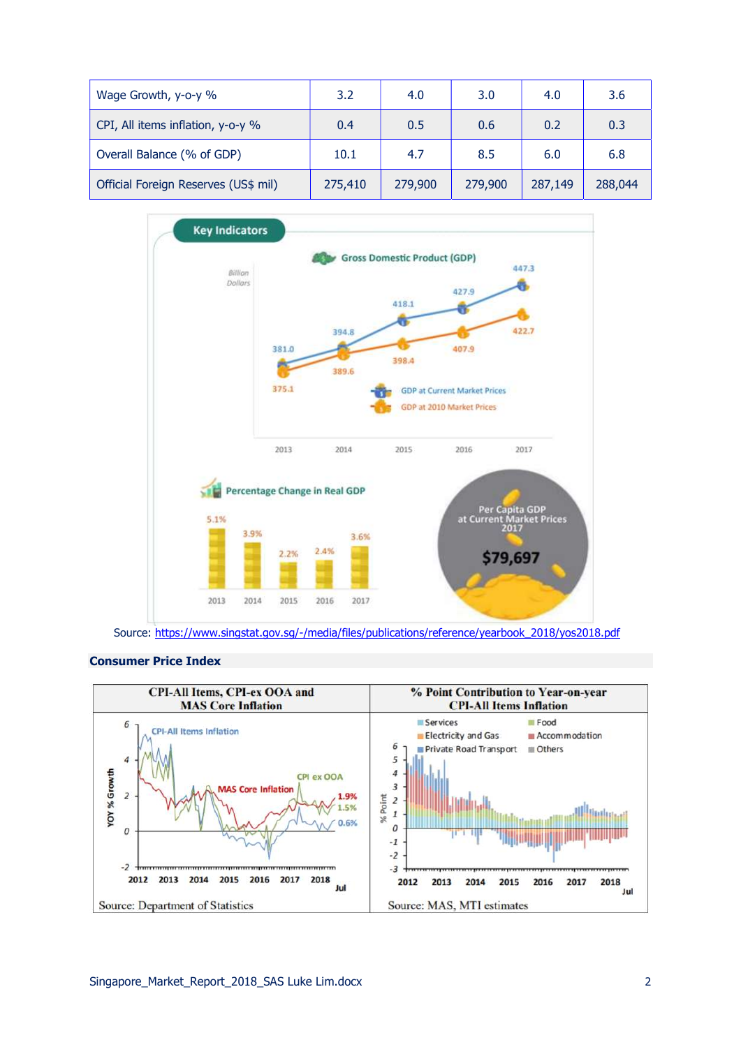| Wage Growth, y-o-y % | 3.2 | 4.0 | 3.0 | 4.0 | 3.6 |
|---|---|---|---|---|---|
| CPI, All items inflation, y-o-y % | 0.4 | 0.5 | 0.6 | 0.2 | 0.3 |
| Overall Balance (% of GDP) | 10.1 | 4.7 | 8.5 | 6.0 | 6.8 |
| Official Foreign Reserves (US$ mil) | 275,410 | 279,900 | 279,900 | 287,149 | 288,044 |

Key Indicators

Gross Domestic Product (GDP)

Billion Dollars

| | 2013 | 2014 | 2015 | 2016 | 2017 |
|---|---|---|---|---|---|
| GDP at Current Market Prices | 381.0 | 394.8 | 418.1 | 427.9 | 447.3 |
| GDP at 2010 Market Prices | 375.1 | 389.6 | 398.4 | 407.9 | 422.7 |

Percentage Change in Real GDP

| 2013 | 2014 | 2015 | 2016 | 2017 |
|---|---|---|---|---|
| 5.1% | 3.9% | 2.2% | 2.4% | 3.6% |

Per Capita GDP at Current Market Prices 2017

$79,697

Source: https://www.singstat.gov.sg/-/media/files/publications/reference/yearbook_2018/yos2018.pdf

**Consumer Price Index**

| CPI-All Items, CPI-ex OOA and MAS Core Inflation | % Point Contribution to Year-on-year CPI-All Items Inflation |
|---|---|
| CPI-All Items Inflation: 0.6%; MAS Core Inflation: 1.9%; CPI ex OOA: 1.5% (2012 – 2018 Jul) | Services; Food; Electricity and Gas; Accommodation; Private Road Transport; Others (2012 – 2018 Jul) |
| Source: Department of Statistics | Source: MAS, MTI estimates |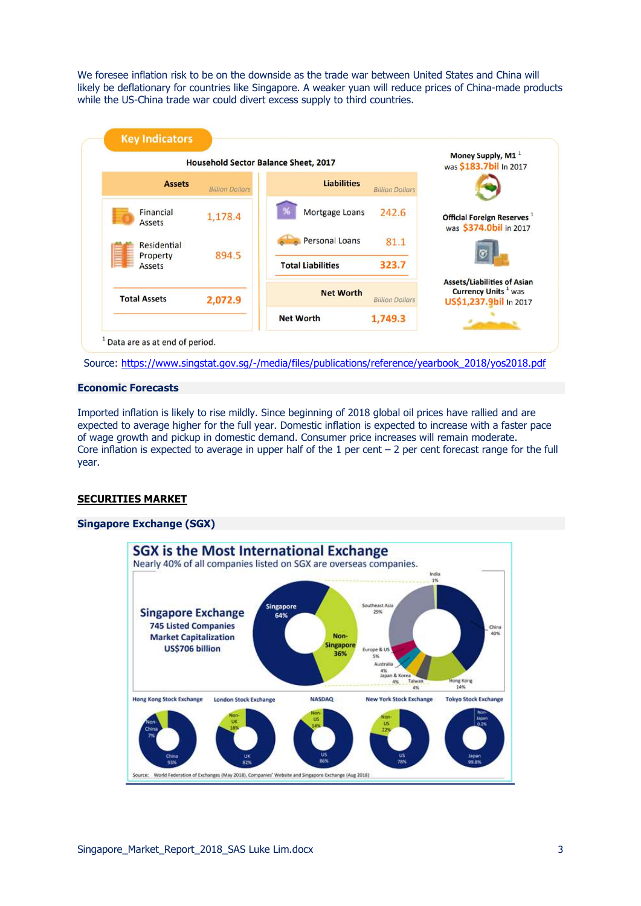We foresee inflation risk to be on the downside as the trade war between United States and China will likely be deflationary for countries like Singapore. A weaker yuan will reduce prices of China-made products while the US-China trade war could divert excess supply to third countries.

**Key Indicators**

**Household Sector Balance Sheet, 2017**

| Assets | Billion Dollars | Liabilities | Billion Dollars |
|---|---|---|---|
| Financial Assets | 1,178.4 | Mortgage Loans | 242.6 |
| Residential Property Assets | 894.5 | Personal Loans | 81.1 |
| | | **Total Liabilities** | **323.7** |
| **Total Assets** | **2,072.9** | **Net Worth** | **1,749.3** |

**Money Supply, M1** [1] was **$183.7bil** in 2017

**Official Foreign Reserves** [1] was **$374.0bil** in 2017

**Assets/Liabilities of Asian Currency Units** [1] was **US$1,237.9bil** in 2017

[1] Data are as at end of period.

Source: https://www.singstat.gov.sg/-/media/files/publications/reference/yearbook_2018/yos2018.pdf

## Economic Forecasts

Imported inflation is likely to rise mildly. Since beginning of 2018 global oil prices have rallied and are expected to average higher for the full year. Domestic inflation is expected to increase with a faster pace of wage growth and pickup in domestic demand. Consumer price increases will remain moderate.
Core inflation is expected to average in upper half of the 1 per cent – 2 per cent forecast range for the full year.

## SECURITIES MARKET

### Singapore Exchange (SGX)

**SGX is the Most International Exchange**

Nearly 40% of all companies listed on SGX are overseas companies.

**Singapore Exchange**
**745 Listed Companies**
**Market Capitalisation**
**US$706 billion**

| Listed companies | Share |
|---|---|
| Singapore | 64% |
| Non-Singapore | 36% |

| Non-Singapore companies by origin | Share |
|---|---|
| China | 40% |
| Southeast Asia | 29% |
| Hong Kong | 14% |
| Europe & US | 5% |
| Australia | 4% |
| Japan & Korea | 4% |
| Taiwan | 4% |
| India | 1% |

| Exchange | Domestic | Non-domestic |
|---|---|---|
| Hong Kong Stock Exchange | China 93% | Non-China 7% |
| London Stock Exchange | UK 82% | Non-UK 18% |
| NASDAQ | US 86% | Non-US 14% |
| New York Stock Exchange | US 78% | Non-US 22% |
| Tokyo Stock Exchange | Japan 99.8% | Non-Japan 0.2% |

Source: World Federation of Exchanges (May 2018), Companies' Website and Singapore Exchange (Aug 2018)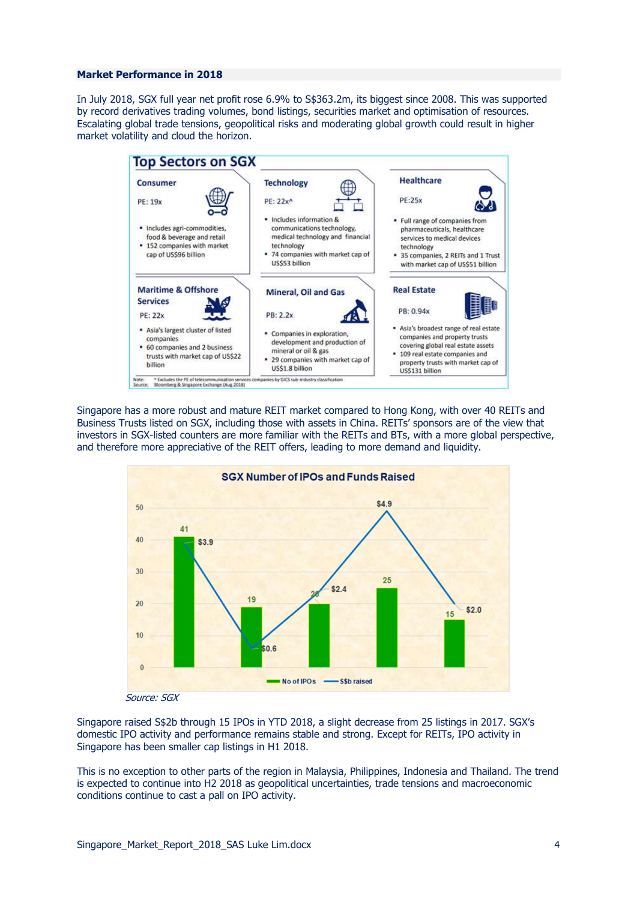**Market Performance in 2018**

In July 2018, SGX full year net profit rose 6.9% to S$363.2m, its biggest since 2008. This was supported by record derivatives trading volumes, bond listings, securities market and optimisation of resources. Escalating global trade tensions, geopolitical risks and moderating global growth could result in higher market volatility and cloud the horizon.

**Top Sectors on SGX**

**Consumer**
PE: 19x
- Includes agri-commodities, food & beverage and retail
- 152 companies with market cap of US$96 billion

**Technology**
PE: 22x^
- Includes information & communications technology, medical technology and financial technology
- 74 companies with market cap of US$53 billion

**Healthcare**
PE:25x
- Full range of companies from pharmaceuticals, healthcare services to medical devices technology
- 35 companies, 2 REITs and 1 Trust with market cap of US$51 billion

**Maritime & Offshore Services**
PE: 22x
- Asia's largest cluster of listed companies
- 60 companies and 2 business trusts with market cap of US$22 billion

**Mineral, Oil and Gas**
PB: 2.2x
- Companies in exploration, development and production of mineral or oil & gas
- 29 companies with market cap of US$1.8 billion

**Real Estate**
PB: 0.94x
- Asia's broadest range of real estate companies and property trusts covering global real estate assets
- 109 real estate companies and property trusts with market cap of US$131 billion

Note: ^ Excludes the PE of telecommunication services companies by GICS sub-industry classification
Source: Bloomberg & Singapore Exchange (Aug 2018)

Singapore has a more robust and mature REIT market compared to Hong Kong, with over 40 REITs and Business Trusts listed on SGX, including those with assets in China. REITs' sponsors are of the view that investors in SGX-listed counters are more familiar with the REITs and BTs, with a more global perspective, and therefore more appreciative of the REIT offers, leading to more demand and liquidity.

**SGX Number of IPOs and Funds Raised**

| No of IPOs | S$b raised |
|---|---|
| 41 | $3.9 |
| 19 | $0.6 |
| 20 | $2.4 |
| 25 | $4.9 |
| 15 | $2.0 |

*Source: SGX*

Singapore raised S$2b through 15 IPOs in YTD 2018, a slight decrease from 25 listings in 2017. SGX's domestic IPO activity and performance remains stable and strong. Except for REITs, IPO activity in Singapore has been smaller cap listings in H1 2018.

This is no exception to other parts of the region in Malaysia, Philippines, Indonesia and Thailand. The trend is expected to continue into H2 2018 as geopolitical uncertainties, trade tensions and macroeconomic conditions continue to cast a pall on IPO activity.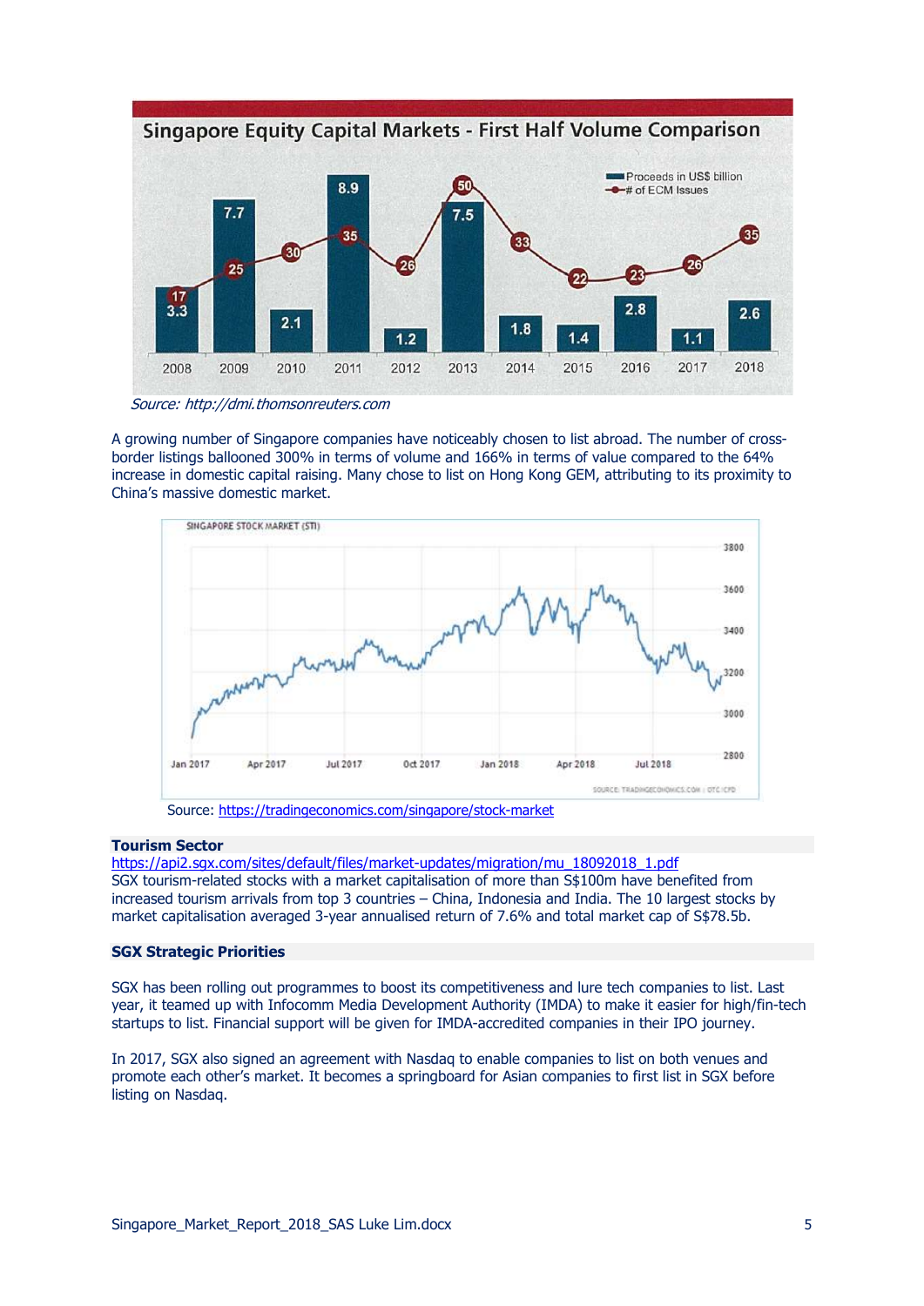Source: *http://dmi.thomsonreuters.com*

A growing number of Singapore companies have noticeably chosen to list abroad. The number of cross-border listings ballooned 300% in terms of volume and 166% in terms of value compared to the 64% increase in domestic capital raising. Many chose to list on Hong Kong GEM, attributing to its proximity to China's massive domestic market.

Source: [https://tradingeconomics.com/singapore/stock-market](https://tradingeconomics.com/singapore/stock-market)

**Tourism Sector**

[https://api2.sgx.com/sites/default/files/market-updates/migration/mu_18092018_1.pdf](https://api2.sgx.com/sites/default/files/market-updates/migration/mu_18092018_1.pdf)
SGX tourism-related stocks with a market capitalisation of more than S$100m have benefited from increased tourism arrivals from top 3 countries – China, Indonesia and India. The 10 largest stocks by market capitalisation averaged 3-year annualised return of 7.6% and total market cap of S$78.5b.

**SGX Strategic Priorities**

SGX has been rolling out programmes to boost its competitiveness and lure tech companies to list. Last year, it teamed up with Infocomm Media Development Authority (IMDA) to make it easier for high/fin-tech startups to list. Financial support will be given for IMDA-accredited companies in their IPO journey.

In 2017, SGX also signed an agreement with Nasdaq to enable companies to list on both venues and promote each other's market. It becomes a springboard for Asian companies to first list in SGX before listing on Nasdaq.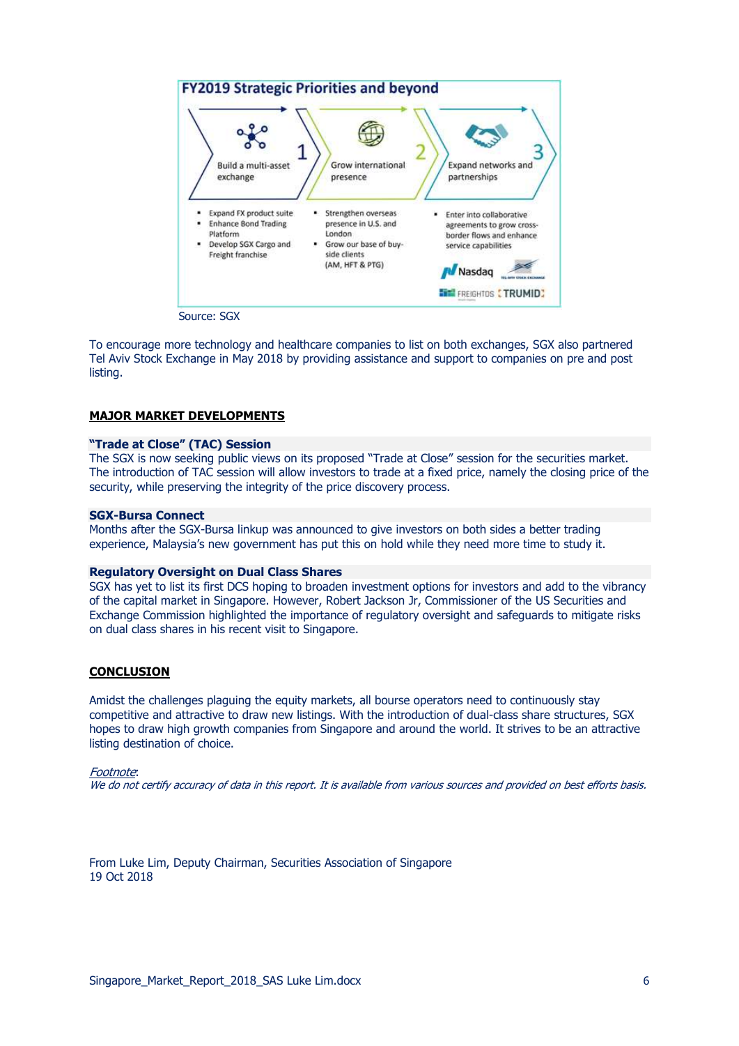**FY2019 Strategic Priorities and beyond**

1 Build a multi-asset exchange

- Expand FX product suite
- Enhance Bond Trading Platform
- Develop SGX Cargo and Freight franchise

2 Grow international presence

- Strengthen overseas presence in U.S. and London
- Grow our base of buy-side clients (AM, HFT & PTG)

3 Expand networks and partnerships

- Enter into collaborative agreements to grow cross-border flows and enhance service capabilities

Nasdaq

Tel Aviv Stock Exchange

FREIGHTOS

TRUMID

Source: SGX

To encourage more technology and healthcare companies to list on both exchanges, SGX also partnered Tel Aviv Stock Exchange in May 2018 by providing assistance and support to companies on pre and post listing.

## MAJOR MARKET DEVELOPMENTS

### "Trade at Close" (TAC) Session

The SGX is now seeking public views on its proposed "Trade at Close" session for the securities market. The introduction of TAC session will allow investors to trade at a fixed price, namely the closing price of the security, while preserving the integrity of the price discovery process.

### SGX-Bursa Connect

Months after the SGX-Bursa linkup was announced to give investors on both sides a better trading experience, Malaysia's new government has put this on hold while they need more time to study it.

### Regulatory Oversight on Dual Class Shares

SGX has yet to list its first DCS hoping to broaden investment options for investors and add to the vibrancy of the capital market in Singapore. However, Robert Jackson Jr, Commissioner of the US Securities and Exchange Commission highlighted the importance of regulatory oversight and safeguards to mitigate risks on dual class shares in his recent visit to Singapore.

## CONCLUSION

Amidst the challenges plaguing the equity markets, all bourse operators need to continuously stay competitive and attractive to draw new listings. With the introduction of dual-class share structures, SGX hopes to draw high growth companies from Singapore and around the world. It strives to be an attractive listing destination of choice.

*Footnote*:
*We do not certify accuracy of data in this report. It is available from various sources and provided on best efforts basis.*

From Luke Lim, Deputy Chairman, Securities Association of Singapore
19 Oct 2018